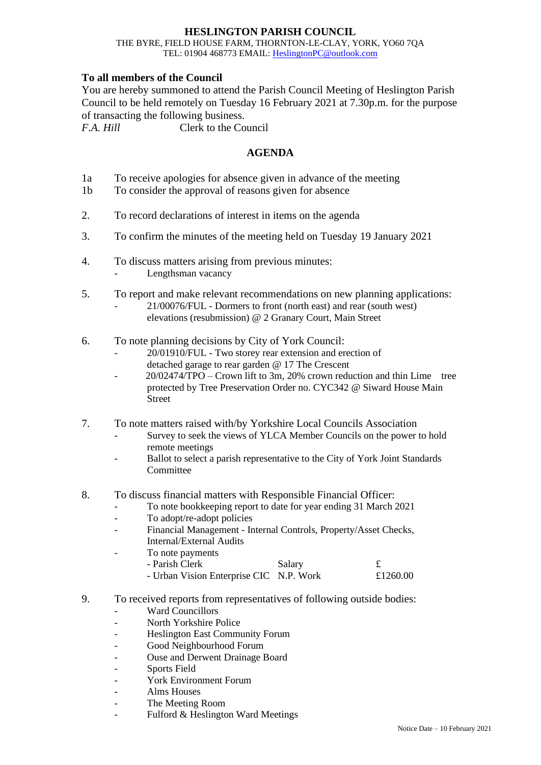# HESLINGTON PARISH COUNCIL

THE BYRE, FIELD HOUSE FARM, THORNTON-LE-CLAY, YORK, YO60 7QA
TEL: 01904 468773 EMAIL: HeslingtonPC@outlook.com

**To all members of the Council**

You are hereby summoned to attend the Parish Council Meeting of Heslington Parish Council to be held remotely on Tuesday 16 February 2021 at 7.30p.m. for the purpose of transacting the following business.

*F.A. Hill* Clerk to the Council

## AGENDA

1a To receive apologies for absence given in advance of the meeting

1b To consider the approval of reasons given for absence

2. To record declarations of interest in items on the agenda

3. To confirm the minutes of the meeting held on Tuesday 19 January 2021

4. To discuss matters arising from previous minutes:
   - Lengthsman vacancy

5. To report and make relevant recommendations on new planning applications:
   - 21/00076/FUL - Dormers to front (north east) and rear (south west) elevations (resubmission) @ 2 Granary Court, Main Street

6. To note planning decisions by City of York Council:
   - 20/01910/FUL - Two storey rear extension and erection of detached garage to rear garden @ 17 The Crescent
   - 20/02474/TPO – Crown lift to 3m, 20% crown reduction and thin Lime tree protected by Tree Preservation Order no. CYC342 @ Siward House Main Street

7. To note matters raised with/by Yorkshire Local Councils Association
   - Survey to seek the views of YLCA Member Councils on the power to hold remote meetings
   - Ballot to select a parish representative to the City of York Joint Standards Committee

8. To discuss financial matters with Responsible Financial Officer:
   - To note bookkeeping report to date for year ending 31 March 2021
   - To adopt/re-adopt policies
   - Financial Management - Internal Controls, Property/Asset Checks, Internal/External Audits
   - To note payments

| | | |
|---|---|---|
| - Parish Clerk | Salary | £ |
| - Urban Vision Enterprise CIC | N.P. Work | £1260.00 |

9. To received reports from representatives of following outside bodies:
   - Ward Councillors
   - North Yorkshire Police
   - Heslington East Community Forum
   - Good Neighbourhood Forum
   - Ouse and Derwent Drainage Board
   - Sports Field
   - York Environment Forum
   - Alms Houses
   - The Meeting Room
   - Fulford & Heslington Ward Meetings

Notice Date – 10 February 2021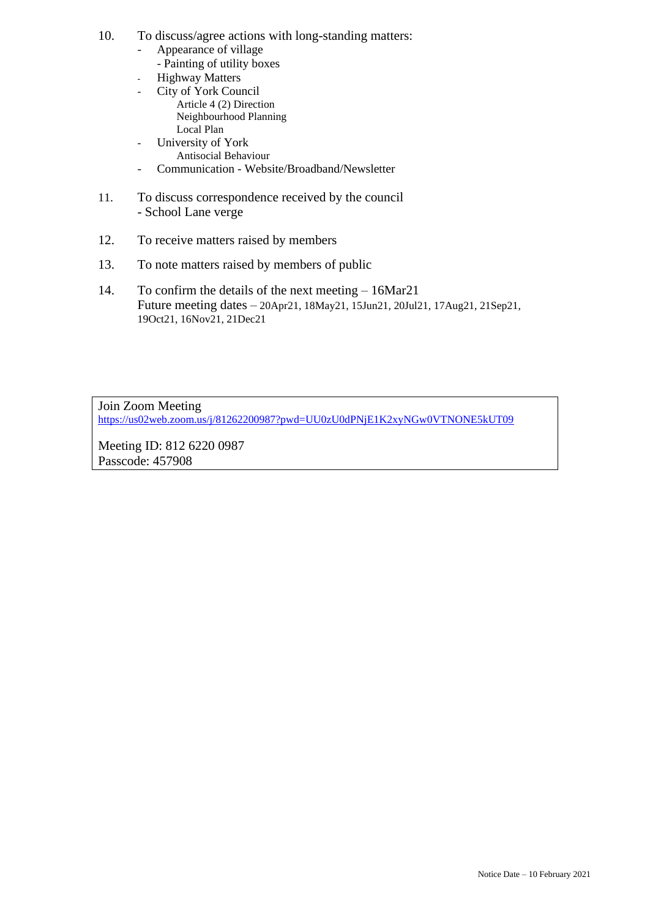10. To discuss/agree actions with long-standing matters:
    - Appearance of village
      - Painting of utility boxes
    - Highway Matters
    - City of York Council
      - Article 4 (2) Direction
      - Neighbourhood Planning
      - Local Plan
    - University of York
      - Antisocial Behaviour
    - Communication - Website/Broadband/Newsletter

11. To discuss correspondence received by the council
    - School Lane verge

12. To receive matters raised by members

13. To note matters raised by members of public

14. To confirm the details of the next meeting – 16Mar21
    Future meeting dates – 20Apr21, 18May21, 15Jun21, 20Jul21, 17Aug21, 21Sep21, 19Oct21, 16Nov21, 21Dec21

Join Zoom Meeting
https://us02web.zoom.us/j/81262200987?pwd=UU0zU0dPNjE1K2xyNGw0VTNONE5kUT09

Meeting ID: 812 6220 0987
Passcode: 457908

Notice Date – 10 February 2021